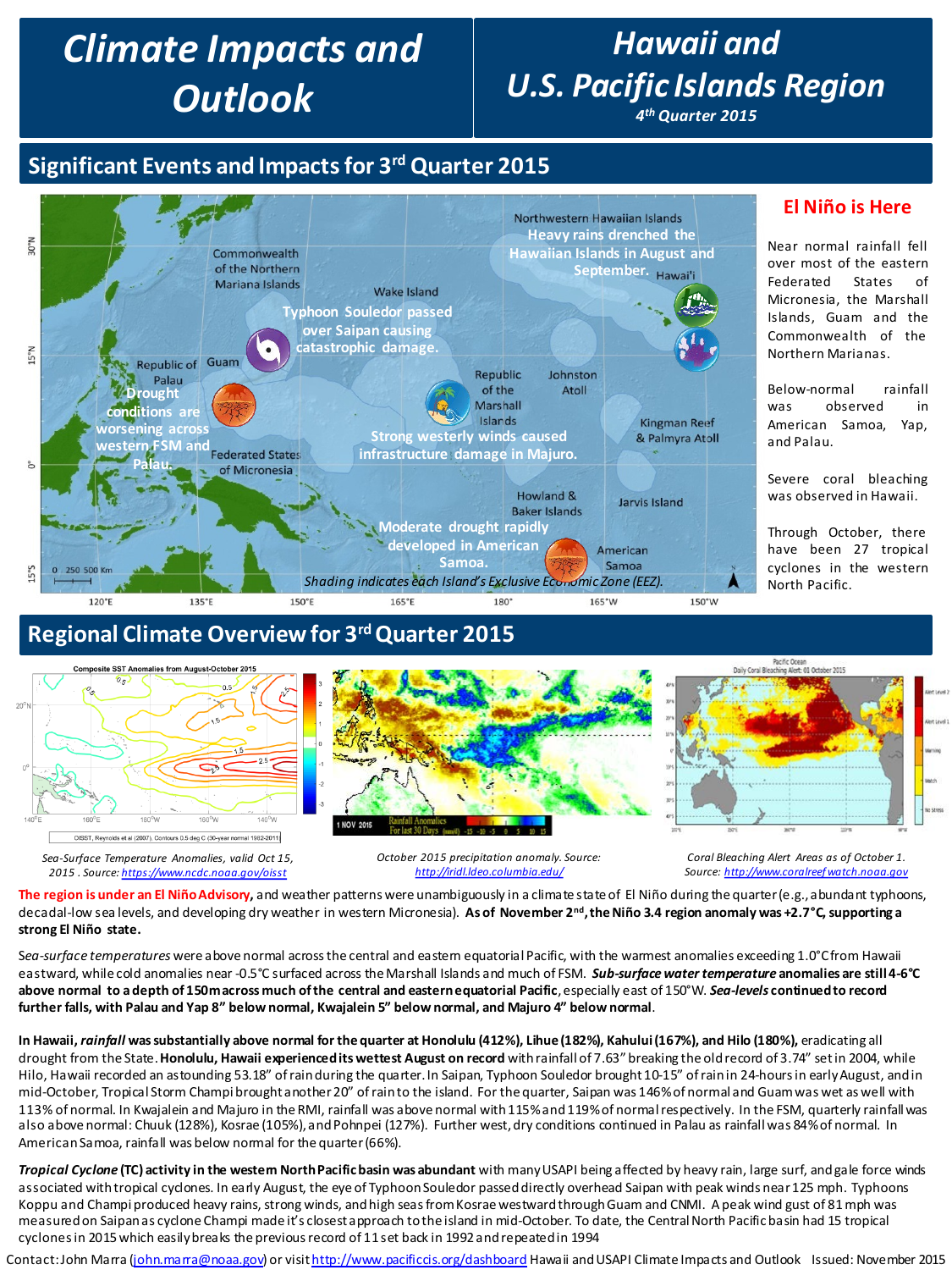# Climate Impacts and Outlook

# Hawaii and U.S. Pacific Islands Region

4th Quarter 2015

## Significant Events and Impacts for 3rd Quarter 2015

Northwestern Hawaiian Islands — Heavy rains drenched the Hawaiian Islands in August and September.

Commonwealth of the Northern Mariana Islands — Typhoon Souledor passed over Saipan causing catastrophic damage.

Republic of Palau — Drought conditions are worsening across western FSM and Palau.

Republic of the Marshall Islands — Strong westerly winds caused infrastructure damage in Majuro.

American Samoa — Moderate drought rapidly developed in American Samoa.

Shading indicates each Island's Exclusive Economic Zone (EEZ).

### El Niño is Here

Near normal rainfall fell over most of the eastern Federated States of Micronesia, the Marshall Islands, Guam and the Commonwealth of the Northern Marianas.

Below-normal rainfall was observed in American Samoa, Yap, and Palau.

Severe coral bleaching was observed in Hawaii.

Through October, there have been 27 tropical cyclones in the western North Pacific.

## Regional Climate Overview for 3rd Quarter 2015

*Sea-Surface Temperature Anomalies, valid Oct 15, 2015 . Source:* https://www.ncdc.noaa.gov/oisst

*October 2015 precipitation anomaly. Source:* http://iridl.ldeo.columbia.edu/

*Coral Bleaching Alert Areas as of October 1. Source:* http://www.coralreefwatch.noaa.gov

**The region is under an El Niño Advisory**, and weather patterns were unambiguously in a climate state of El Niño during the quarter (e.g., abundant typhoons, decadal-low sea levels, and developing dry weather in western Micronesia). **As of November 2nd, the Niño 3.4 region anomaly was +2.7°C, supporting a strong El Niño state.**

*Sea-surface temperatures* were above normal across the central and eastern equatorial Pacific, with the warmest anomalies exceeding 1.0°C from Hawaii eastward, while cold anomalies near -0.5°C surfaced across the Marshall Islands and much of FSM. ***Sub-surface water temperature* anomalies are still 4-6°C above normal to a depth of 150m across much of the central and eastern equatorial Pacific**, especially east of 150°W. ***Sea-levels* continued to record further falls, with Palau and Yap 8" below normal, Kwajalein 5" below normal, and Majuro 4" below normal.**

**In Hawaii, *rainfall* was substantially above normal for the quarter at Honolulu (412%), Lihue (182%), Kahului (167%), and Hilo (180%),** eradicating all drought from the State. **Honolulu, Hawaii experienced its wettest August on record** with rainfall of 7.63" breaking the old record of 3.74" set in 2004, while Hilo, Hawaii recorded an astounding 53.18" of rain during the quarter. In Saipan, Typhoon Souledor brought 10-15" of rain in 24-hours in early August, and in mid-October, Tropical Storm Champi brought another 20" of rain to the island. For the quarter, Saipan was 146% of normal and Guam was well with 113% of normal. In Kwajalein and Majuro in the RMI, rainfall was above normal with 115% and 119% of normal respectively. In the FSM, quarterly rainfall was also above normal: Chuuk (128%), Kosrae (105%), and Pohnpei (127%). Further west, dry conditions continued in Palau as rainfall was 84% of normal. In American Samoa, rainfall was below normal for the quarter (66%).

***Tropical Cyclone* (TC) activity in the western North Pacific basin was abundant** with many USAPI being affected by heavy rain, large surf, and gale force winds associated with tropical cyclones. In early August, the eye of Typhoon Souledor passed directly overhead Saipan with peak winds near 125 mph. Typhoons Koppu and Champi produced heavy rains, strong winds, and high seas from Kosrae westward through Guam and CNMI. A peak wind gust of 81 mph was measured on Saipan as cyclone Champi made it's closest approach to the island in mid-October. To date, the Central North Pacific basin had 15 tropical cyclones in 2015 which easily breaks the previous record of 11 set back in 1992 and repeated in 1994

Contact: John Marra (john.marra@noaa.gov) or visit http://www.pacificcis.org/dashboard Hawaii and USAPI Climate Impacts and Outlook Issued: November 2015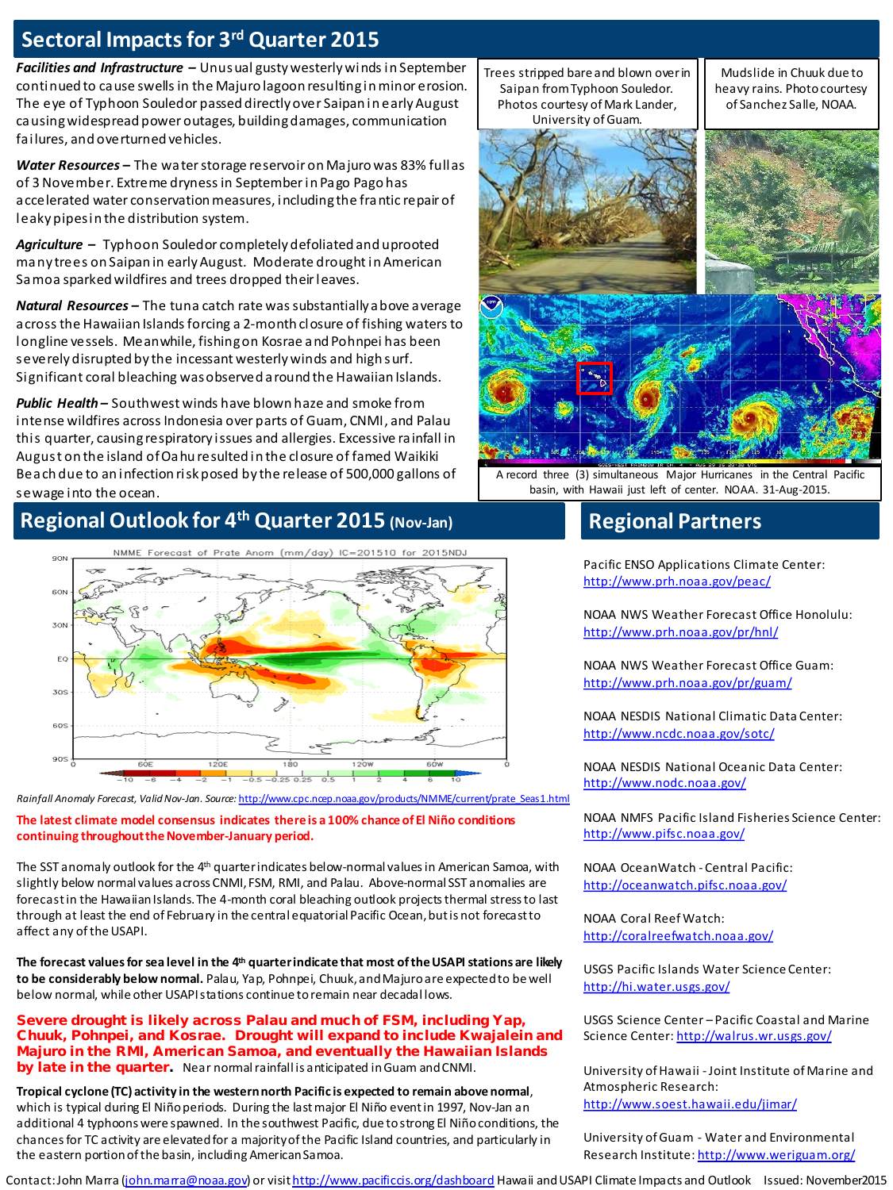## Sectoral Impacts for 3rd Quarter 2015

***Facilities and Infrastructure*** **–** Unusual gusty westerly winds in September continued to cause swells in the Majuro lagoon resulting in minor erosion. The eye of Typhoon Souledor passed directly over Saipan in early August causing widespread power outages, building damages, communication failures, and overturned vehicles.

***Water Resources*** **–** The water storage reservoir on Majuro was 83% full as of 3 November. Extreme dryness in September in Pago Pago has accelerated water conservation measures, including the frantic repair of leaky pipes in the distribution system.

***Agriculture*** **–** Typhoon Souledor completely defoliated and uprooted many trees on Saipan in early August. Moderate drought in American Samoa sparked wildfires and trees dropped their leaves.

***Natural Resources*** **–** The tuna catch rate was substantially above average across the Hawaiian Islands forcing a 2-month closure of fishing waters to longline vessels. Meanwhile, fishing on Kosrae and Pohnpei has been severely disrupted by the incessant westerly winds and high surf. Significant coral bleaching was observed around the Hawaiian Islands.

***Public Health*** **–** Southwest winds have blown haze and smoke from intense wildfires across Indonesia over parts of Guam, CNMI, and Palau this quarter, causing respiratory issues and allergies. Excessive rainfall in August on the island of Oahu resulted in the closure of famed Waikiki Beach due to an infection risk posed by the release of 500,000 gallons of sewage into the ocean.

Trees stripped bare and blown over in Saipan from Typhoon Souledor. Photos courtesy of Mark Lander, University of Guam.

Mudslide in Chuuk due to heavy rains. Photo courtesy of Sanchez Salle, NOAA.

A record three (3) simultaneous Major Hurricanes in the Central Pacific basin, with Hawaii just left of center. NOAA. 31-Aug-2015.

## Regional Outlook for 4th Quarter 2015 (Nov-Jan)

NMME Forecast of Prate Anom (mm/day) IC=201510 for 2015NDJ

90N
60N
30N
EQ
30S
60S
90S
0 60E 120E 180 120W 60W 0

−10 −8 −4 −2 −1 −0.5 −0.25 0.25 0.5 1 2 4 6 10

*Rainfall Anomaly Forecast, Valid Nov-Jan. Source:* http://www.cpc.ncep.noaa.gov/products/NMME/current/prate_Seas1.html

**The latest climate model consensus indicates there is a 100% chance of El Niño conditions continuing throughout the November-January period.**

The SST anomaly outlook for the 4th quarter indicates below-normal values in American Samoa, with slightly below normal values across CNMI, FSM, RMI, and Palau. Above-normal SST anomalies are forecast in the Hawaiian Islands. The 4-month coral bleaching outlook projects thermal stress to last through at least the end of February in the central equatorial Pacific Ocean, but is not forecast to affect any of the USAPI.

**The forecast values for sea level in the 4th quarter indicate that most of the USAPI stations are likely to be considerably below normal.** Palau, Yap, Pohnpei, Chuuk, and Majuro are expected to be well below normal, while other USAPI stations continue to remain near decadal lows.

**Severe drought is likely across Palau and much of FSM, including Yap, Chuuk, Pohnpei, and Kosrae. Drought will expand to include Kwajalein and Majuro in the RMI, American Samoa, and eventually the Hawaiian Islands by late in the quarter.** Near normal rainfall is anticipated in Guam and CNMI.

**Tropical cyclone (TC) activity in the western north Pacific is expected to remain above normal**, which is typical during El Niño periods. During the last major El Niño event in 1997, Nov-Jan an additional 4 typhoons were spawned. In the southwest Pacific, due to strong El Niño conditions, the chances for TC activity are elevated for a majority of the Pacific Island countries, and particularly in the eastern portion of the basin, including American Samoa.

## Regional Partners

Pacific ENSO Applications Climate Center:
http://www.prh.noaa.gov/peac/

NOAA NWS Weather Forecast Office Honolulu:
http://www.prh.noaa.gov/pr/hnl/

NOAA NWS Weather Forecast Office Guam:
http://www.prh.noaa.gov/pr/guam/

NOAA NESDIS National Climatic Data Center:
http://www.ncdc.noaa.gov/sotc/

NOAA NESDIS National Oceanic Data Center:
http://www.nodc.noaa.gov/

NOAA NMFS Pacific Island Fisheries Science Center:
http://www.pifsc.noaa.gov/

NOAA OceanWatch - Central Pacific:
http://oceanwatch.pifsc.noaa.gov/

NOAA Coral Reef Watch:
http://coralreefwatch.noaa.gov/

USGS Pacific Islands Water Science Center:
http://hi.water.usgs.gov/

USGS Science Center – Pacific Coastal and Marine Science Center: http://walrus.wr.usgs.gov/

University of Hawaii - Joint Institute of Marine and Atmospheric Research:
http://www.soest.hawaii.edu/jimar/

University of Guam - Water and Environmental Research Institute: http://www.weriguam.org/

Contact: John Marra (john.marra@noaa.gov) or visit http://www.pacificcis.org/dashboard Hawaii and USAPI Climate Impacts and Outlook Issued: November 2015